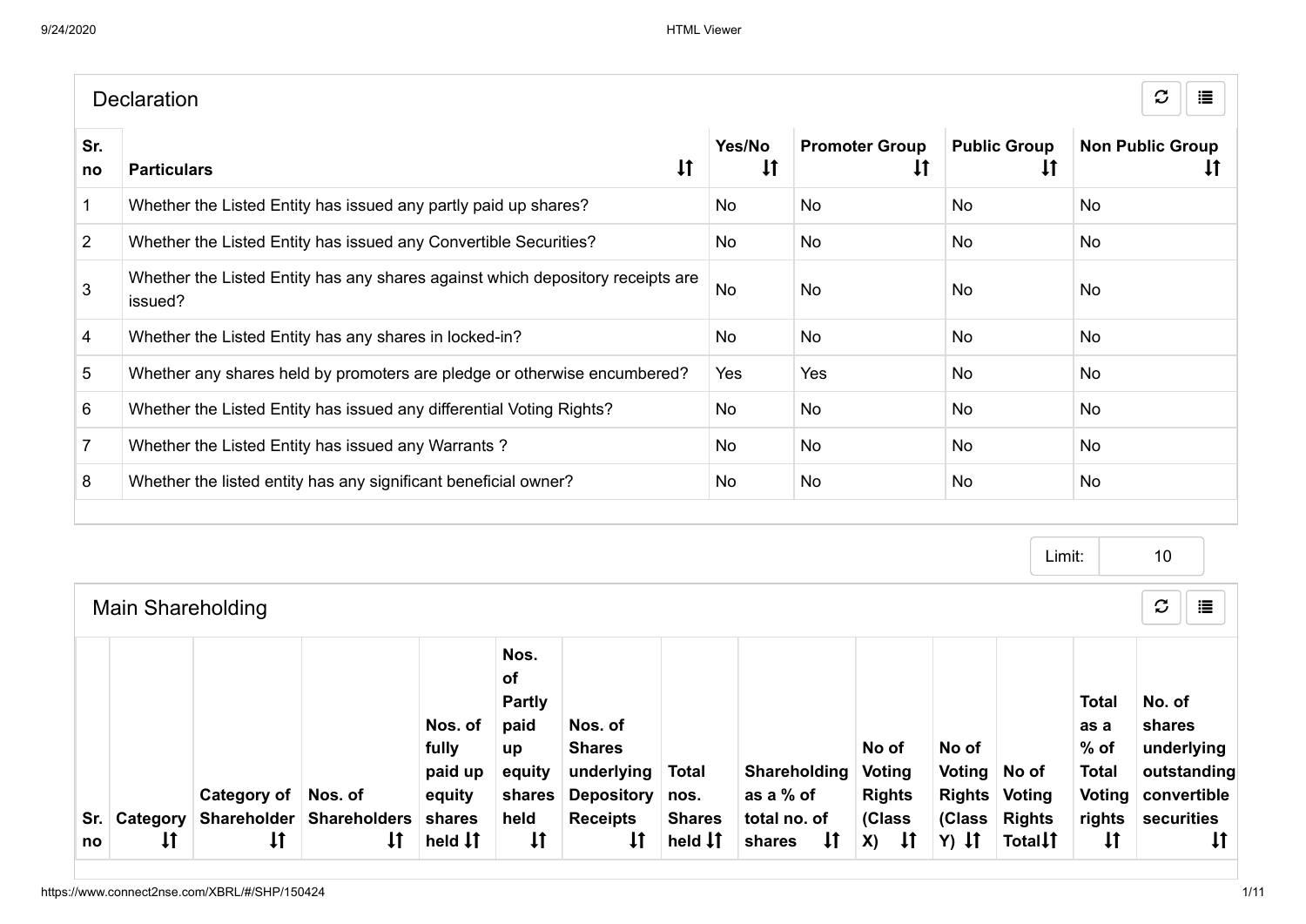## Declaration

| Sr. no | Particulars | Yes/No | Promoter Group | Public Group | Non Public Group |
|---|---|---|---|---|---|
| 1 | Whether the Listed Entity has issued any partly paid up shares? | No | No | No | No |
| 2 | Whether the Listed Entity has issued any Convertible Securities? | No | No | No | No |
| 3 | Whether the Listed Entity has any shares against which depository receipts are issued? | No | No | No | No |
| 4 | Whether the Listed Entity has any shares in locked-in? | No | No | No | No |
| 5 | Whether any shares held by promoters are pledge or otherwise encumbered? | Yes | Yes | No | No |
| 6 | Whether the Listed Entity has issued any differential Voting Rights? | No | No | No | No |
| 7 | Whether the Listed Entity has issued any Warrants ? | No | No | No | No |
| 8 | Whether the listed entity has any significant beneficial owner? | No | No | No | No |

Limit: 10

## Main Shareholding

| Sr. no | Category | Category of Shareholder | Nos. of Shareholders | Nos. of fully paid up equity shares held | Nos. of Partly paid up equity shares held | Nos. of Shares underlying Depository Receipts | Total nos. Shares held | Shareholding as a % of total no. of shares | No of Voting Rights (Class X) | No of Voting Rights (Class Y) | No of Voting Rights Total | Total as a % of Total Voting rights | No. of shares underlying outstanding convertible securities |
|---|---|---|---|---|---|---|---|---|---|---|---|---|---|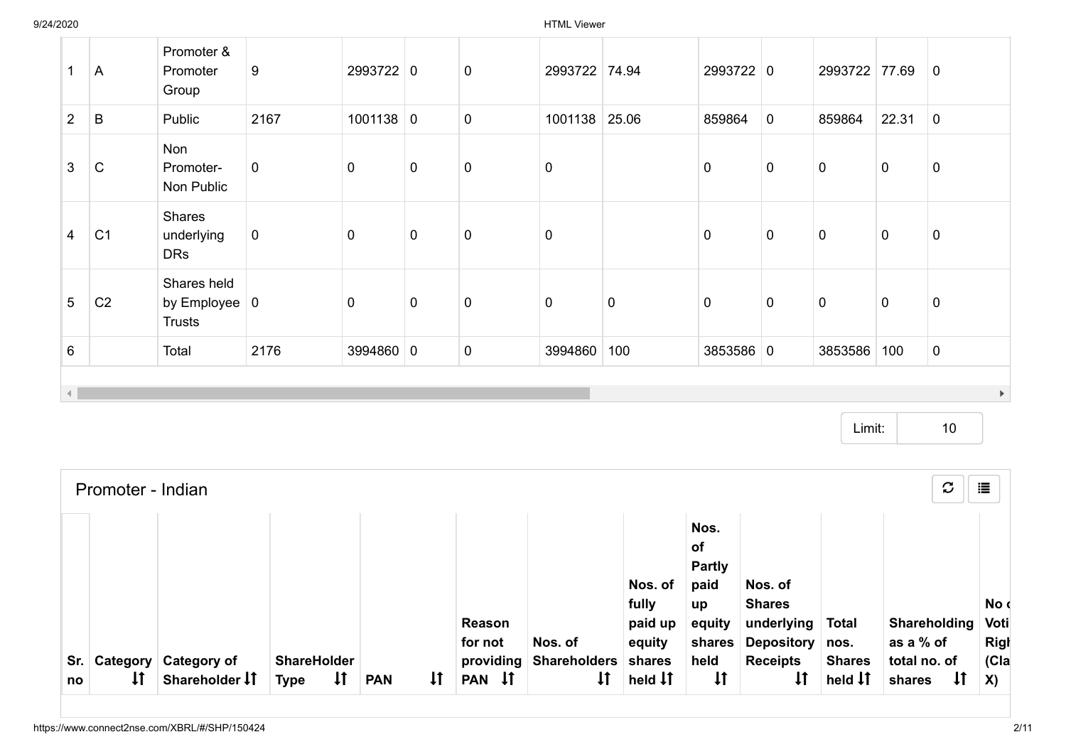| 1 | A | Promoter & Promoter Group | 9 | 2993722 | 0 | 0 | 2993722 | 74.94 | 2993722 | 0 | 2993722 | 77.69 | 0 |
|---|---|---|---|---|---|---|---|---|---|---|---|---|---|
| 2 | B | Public | 2167 | 1001138 | 0 | 0 | 1001138 | 25.06 | 859864 | 0 | 859864 | 22.31 | 0 |
| 3 | C | Non Promoter-Non Public | 0 | 0 | 0 | 0 | 0 | | 0 | 0 | 0 | 0 | 0 |
| 4 | C1 | Shares underlying DRs | 0 | 0 | 0 | 0 | 0 | | 0 | 0 | 0 | 0 | 0 |
| 5 | C2 | Shares held by Employee Trusts | 0 | 0 | 0 | 0 | 0 | 0 | 0 | 0 | 0 | 0 | 0 |
| 6 | | Total | 2176 | 3994860 | 0 | 0 | 3994860 | 100 | 3853586 | 0 | 3853586 | 100 | 0 |

Limit: 10

## Promoter - Indian

| Sr. no | Category | Category of Shareholder | ShareHolder Type | PAN | Reason for not providing PAN | Nos. of Shareholders | Nos. of fully paid up equity shares held | Nos. of Partly paid up equity shares held | Nos. of Shares underlying Depository Receipts | Total nos. Shares held | Shareholding as a % of total no. of shares | No of Voting Rights (Class X) |
|---|---|---|---|---|---|---|---|---|---|---|---|---|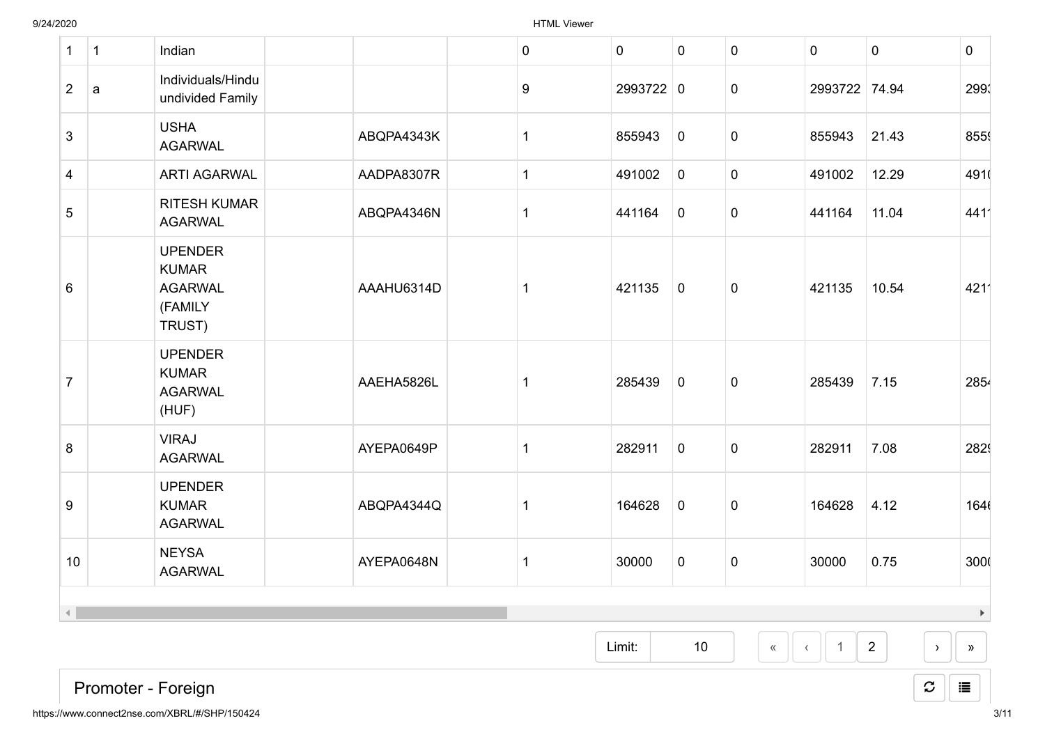| | | | | | | | | | | | | |
|---|---|---|---|---|---|---|---|---|---|---|---|---|
| 1 | 1 | Indian | | | | 0 | 0 | 0 | 0 | 0 | 0 | 0 |
| 2 | a | Individuals/Hindu undivided Family | | | | 9 | 2993722 | 0 | 0 | 2993722 | 74.94 | 2993 |
| 3 | | USHA AGARWAL | | ABQPA4343K | | 1 | 855943 | 0 | 0 | 855943 | 21.43 | 8559 |
| 4 | | ARTI AGARWAL | | AADPA8307R | | 1 | 491002 | 0 | 0 | 491002 | 12.29 | 4910 |
| 5 | | RITESH KUMAR AGARWAL | | ABQPA4346N | | 1 | 441164 | 0 | 0 | 441164 | 11.04 | 4411 |
| 6 | | UPENDER KUMAR AGARWAL (FAMILY TRUST) | | AAAHU6314D | | 1 | 421135 | 0 | 0 | 421135 | 10.54 | 4211 |
| 7 | | UPENDER KUMAR AGARWAL (HUF) | | AAEHA5826L | | 1 | 285439 | 0 | 0 | 285439 | 7.15 | 2854 |
| 8 | | VIRAJ AGARWAL | | AYEPA0649P | | 1 | 282911 | 0 | 0 | 282911 | 7.08 | 2829 |
| 9 | | UPENDER KUMAR AGARWAL | | ABQPA4344Q | | 1 | 164628 | 0 | 0 | 164628 | 4.12 | 1646 |
| 10 | | NEYSA AGARWAL | | AYEPA0648N | | 1 | 30000 | 0 | 0 | 30000 | 0.75 | 3000 |

Limit: 10 « ‹ 1 2 › »

## Promoter - Foreign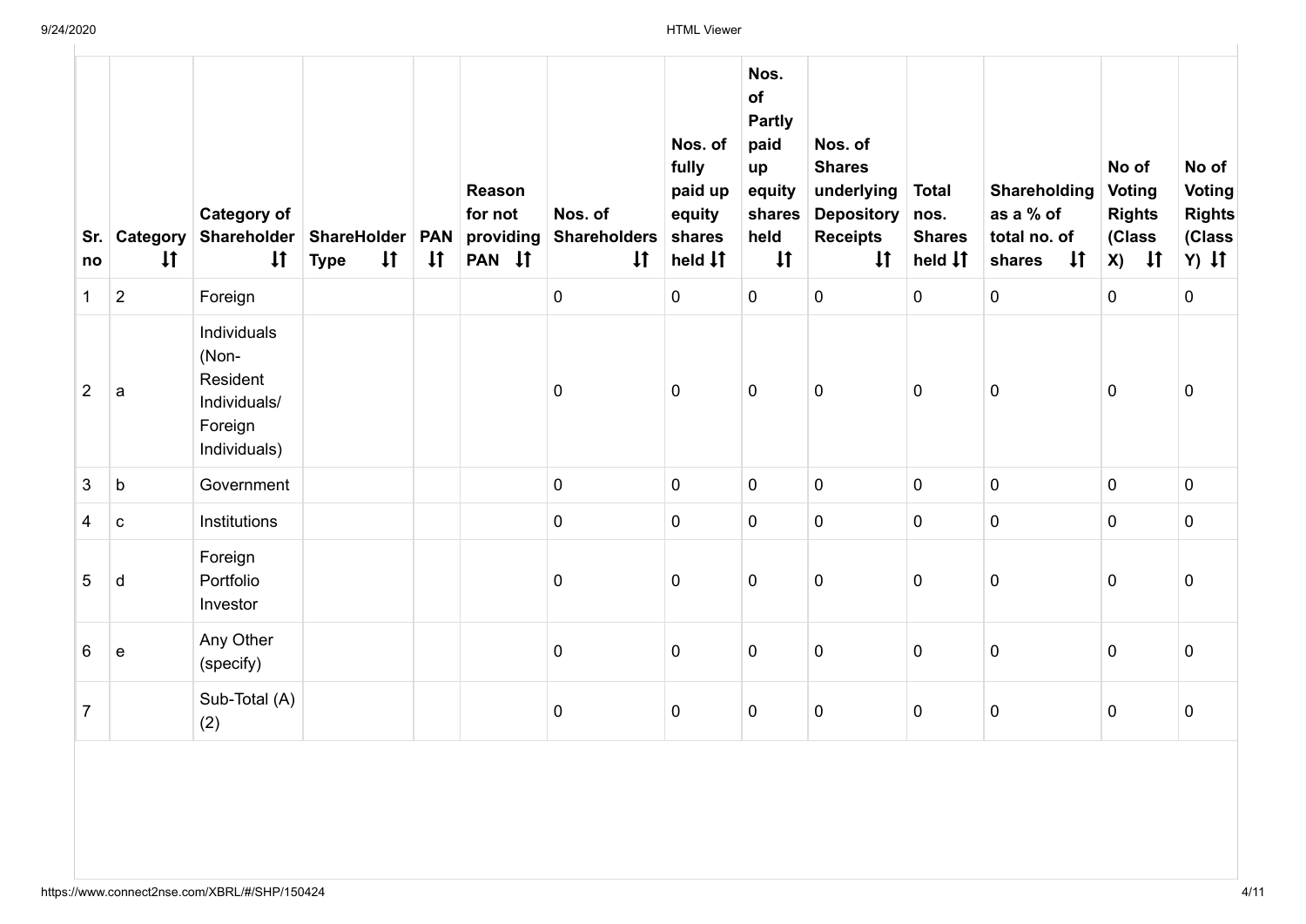| Sr. no | Category | Category of Shareholder | ShareHolder Type | PAN | Reason for not providing PAN | Nos. of Shareholders | Nos. of fully paid up equity shares held | Nos. of Partly paid up equity shares held | Nos. of Shares underlying Depository Receipts | Total nos. Shares held | Shareholding as a % of total no. of shares | No of Voting Rights (Class X) | No of Voting Rights (Class Y) |
|---|---|---|---|---|---|---|---|---|---|---|---|---|---|
| 1 | 2 | Foreign | | | | 0 | 0 | 0 | 0 | 0 | 0 | 0 | 0 |
| 2 | a | Individuals (Non-Resident Individuals/ Foreign Individuals) | | | | 0 | 0 | 0 | 0 | 0 | 0 | 0 | 0 |
| 3 | b | Government | | | | 0 | 0 | 0 | 0 | 0 | 0 | 0 | 0 |
| 4 | c | Institutions | | | | 0 | 0 | 0 | 0 | 0 | 0 | 0 | 0 |
| 5 | d | Foreign Portfolio Investor | | | | 0 | 0 | 0 | 0 | 0 | 0 | 0 | 0 |
| 6 | e | Any Other (specify) | | | | 0 | 0 | 0 | 0 | 0 | 0 | 0 | 0 |
| 7 | | Sub-Total (A)(2) | | | | 0 | 0 | 0 | 0 | 0 | 0 | 0 | 0 |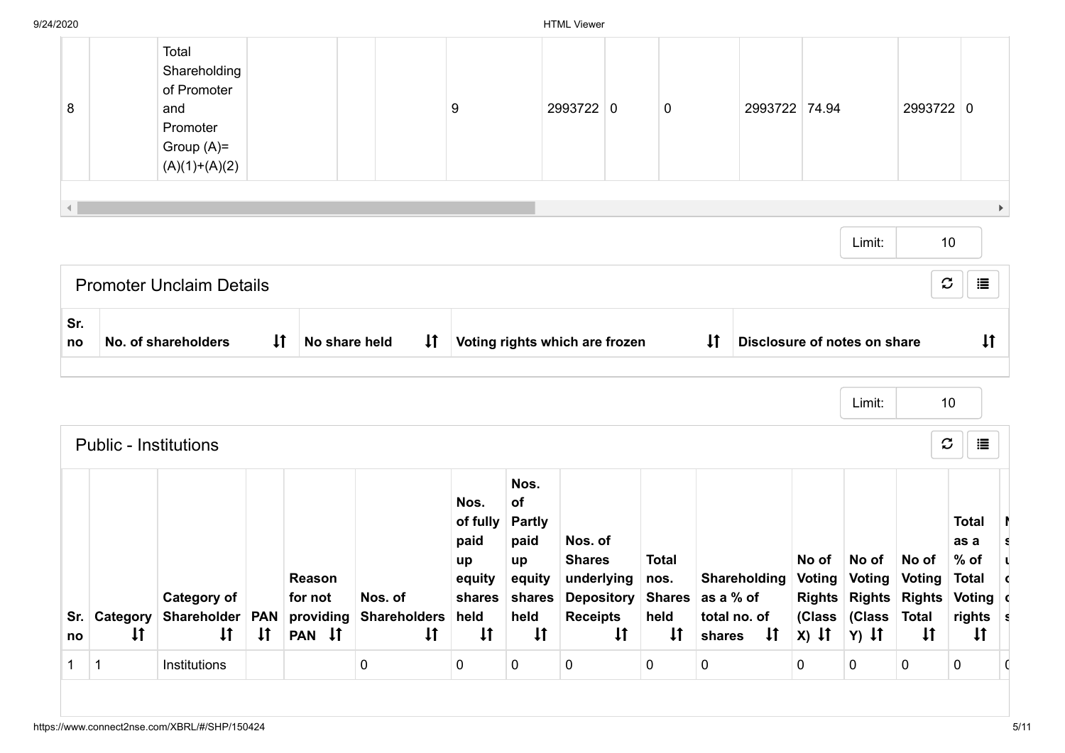| 8 | | Total Shareholding of Promoter and Promoter Group (A)=(A)(1)+(A)(2) | | | | 9 | 2993722 | 0 | 0 | 2993722 | 74.94 | 2993722 | 0 |
|---|---|---|---|---|---|---|---|---|---|---|---|---|---|

Limit: 10

## Promoter Unclaim Details

| Sr. no | No. of shareholders | No share held | Voting rights which are frozen | Disclosure of notes on share |
|---|---|---|---|---|

Limit: 10

## Public - Institutions

| Sr. no | Category | Category of Shareholder | PAN | Reason for not providing PAN | Nos. of Shareholders | Nos. of fully paid up equity shares held | Nos. of Partly paid up equity shares held | Nos. of Shares underlying Depository Receipts | Total nos. Shares held | Shareholding as a % of total no. of shares | No of Voting Rights (Class X) | No of Voting Rights (Class Y) | No of Voting Rights Total | Total as a % of Total Voting rights |
|---|---|---|---|---|---|---|---|---|---|---|---|---|---|---|
| 1 | 1 | Institutions | | | 0 | 0 | 0 | 0 | 0 | 0 | 0 | 0 | 0 | 0 |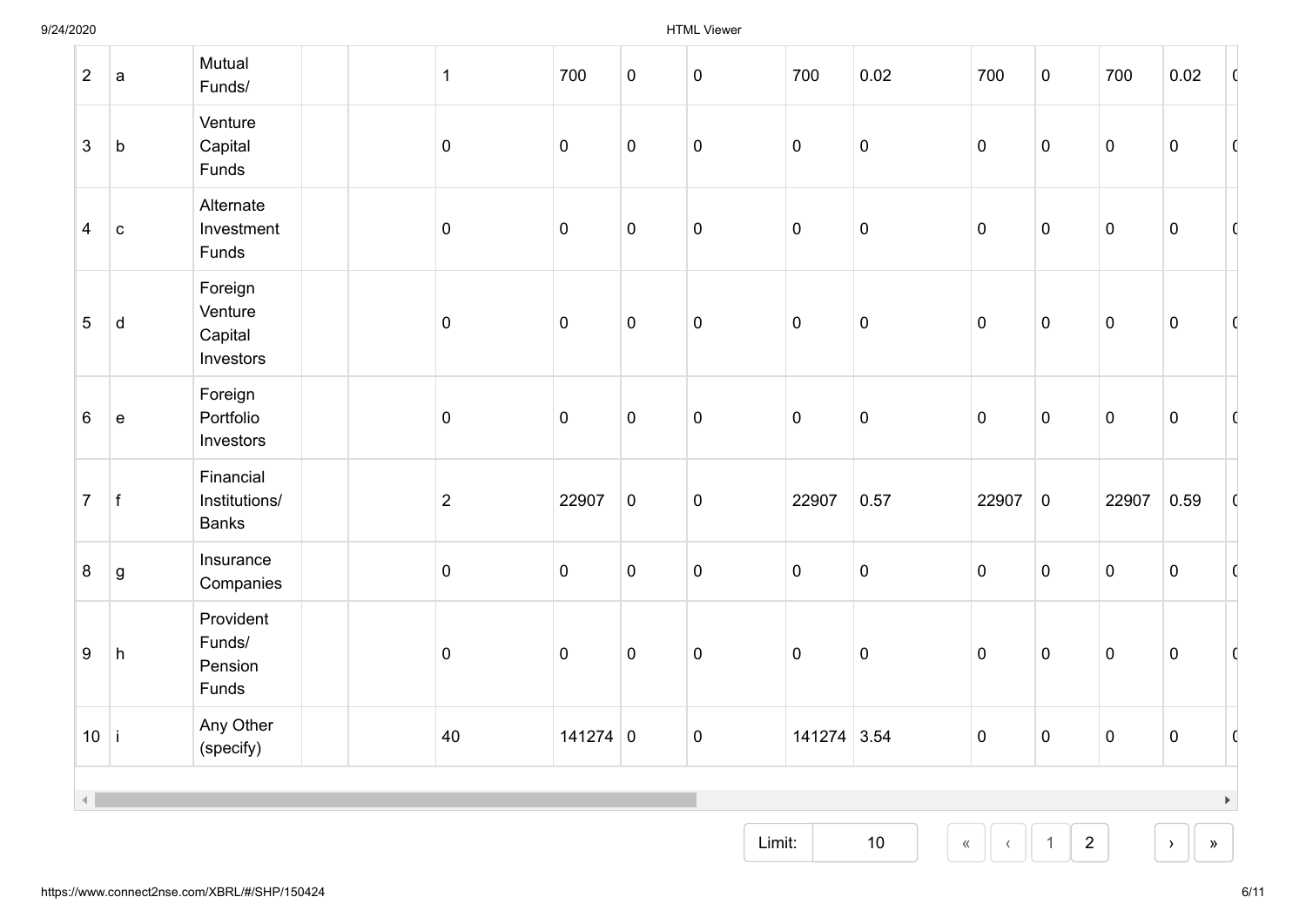| | | | | | | | | | | | | | | | |
|---|---|---|---|---|---|---|---|---|---|---|---|---|---|---|---|
| 2 | a | Mutual Funds/ | | | 1 | 700 | 0 | 0 | 700 | 0.02 | 700 | 0 | 700 | 0.02 | 0 |
| 3 | b | Venture Capital Funds | | | 0 | 0 | 0 | 0 | 0 | 0 | 0 | 0 | 0 | 0 | 0 |
| 4 | c | Alternate Investment Funds | | | 0 | 0 | 0 | 0 | 0 | 0 | 0 | 0 | 0 | 0 | 0 |
| 5 | d | Foreign Venture Capital Investors | | | 0 | 0 | 0 | 0 | 0 | 0 | 0 | 0 | 0 | 0 | 0 |
| 6 | e | Foreign Portfolio Investors | | | 0 | 0 | 0 | 0 | 0 | 0 | 0 | 0 | 0 | 0 | 0 |
| 7 | f | Financial Institutions/ Banks | | | 2 | 22907 | 0 | 0 | 22907 | 0.57 | 22907 | 0 | 22907 | 0.59 | 0 |
| 8 | g | Insurance Companies | | | 0 | 0 | 0 | 0 | 0 | 0 | 0 | 0 | 0 | 0 | 0 |
| 9 | h | Provident Funds/ Pension Funds | | | 0 | 0 | 0 | 0 | 0 | 0 | 0 | 0 | 0 | 0 | 0 |
| 10 | i | Any Other (specify) | | | 40 | 141274 | 0 | 0 | 141274 | 3.54 | 0 | 0 | 0 | 0 | 0 |

Limit: 10 « ‹ 1 2 › »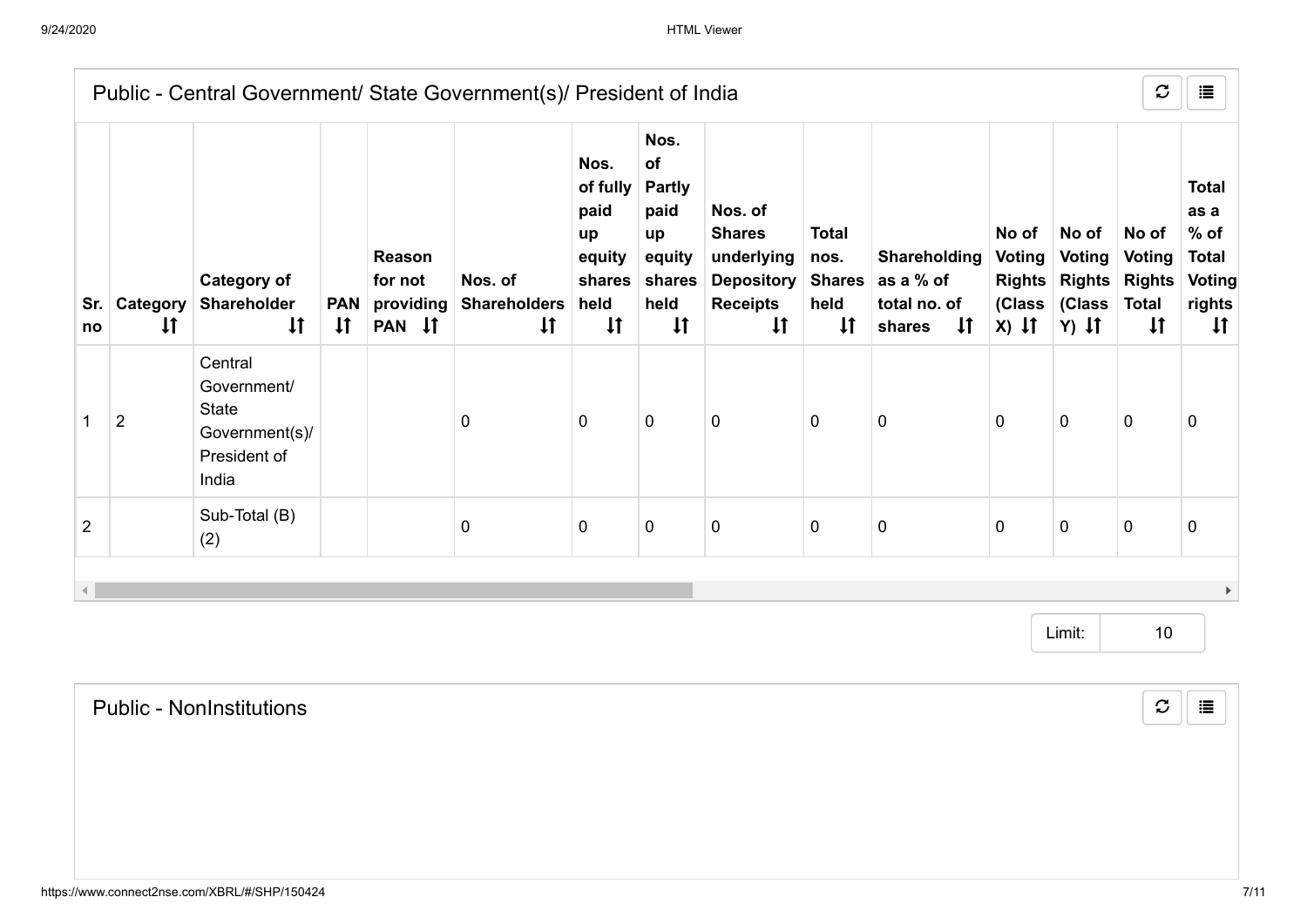## Public - Central Government/ State Government(s)/ President of India

| Sr. no | Category | Category of Shareholder | PAN | Reason for not providing PAN | Nos. of Shareholders | Nos. of fully paid up equity shares held | Nos. of Partly paid up equity shares held | Nos. of Shares underlying Depository Receipts | Total nos. Shares held | Shareholding as a % of total no. of shares | No of Voting Rights (Class X) | No of Voting Rights (Class Y) | No of Voting Rights Total | Total as a % of Total Voting rights |
|---|---|---|---|---|---|---|---|---|---|---|---|---|---|---|
| 1 | 2 | Central Government/ State Government(s)/ President of India | | | 0 | 0 | 0 | 0 | 0 | 0 | 0 | 0 | 0 | 0 |
| 2 | | Sub-Total (B)(2) | | | 0 | 0 | 0 | 0 | 0 | 0 | 0 | 0 | 0 | 0 |

Limit: 10

## Public - NonInstitutions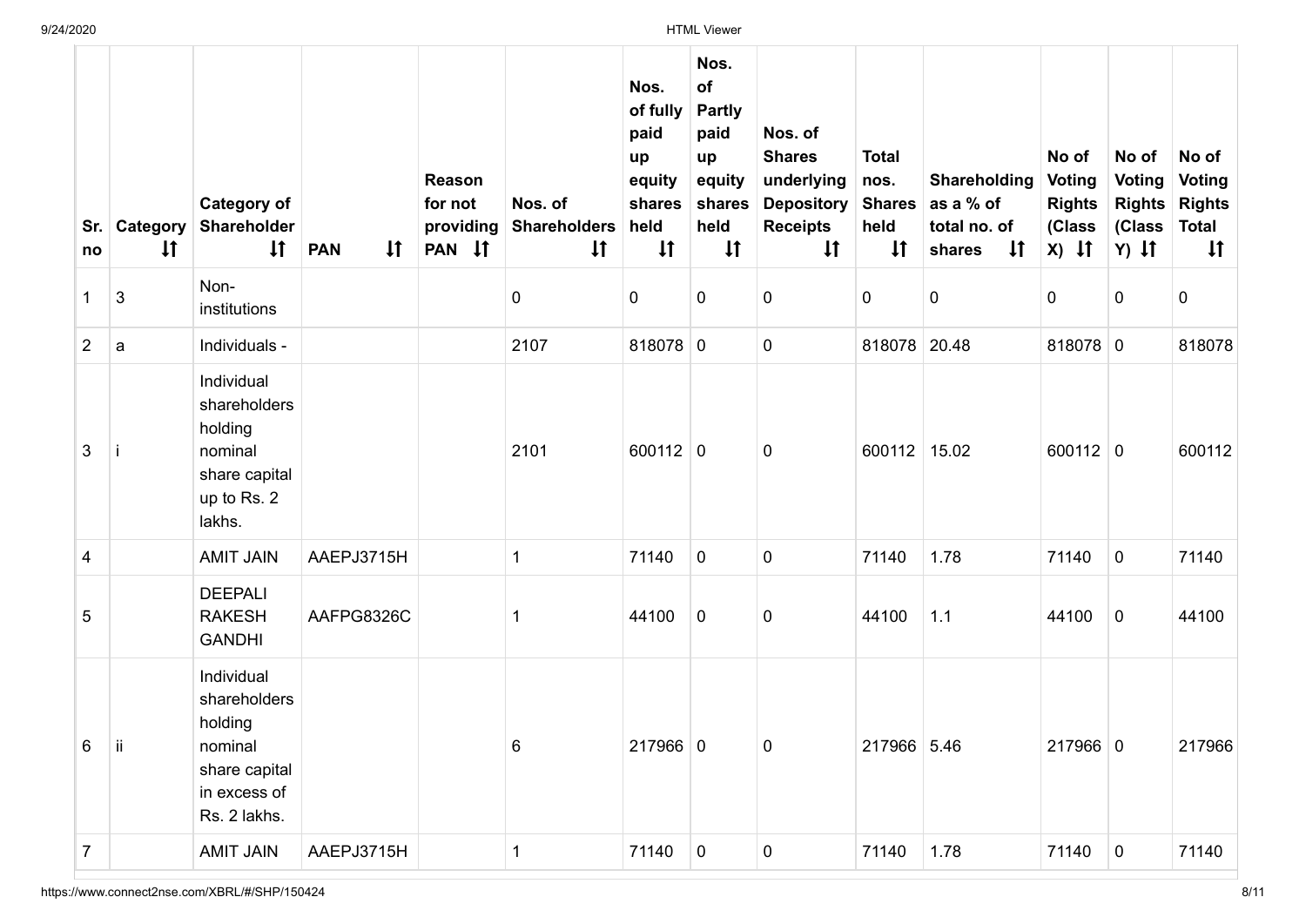| Sr. no | Category | Category of Shareholder | PAN | Reason for not providing PAN | Nos. of Shareholders | Nos. of fully paid up equity shares held | Nos. of Partly paid up equity shares held | Nos. of Shares underlying Depository Receipts | Total nos. Shares held | Shareholding as a % of total no. of shares | No of Voting Rights (Class X) | No of Voting Rights (Class Y) | No of Voting Rights Total |
|---|---|---|---|---|---|---|---|---|---|---|---|---|---|
| 1 | 3 | Non-institutions | | | 0 | 0 | 0 | 0 | 0 | 0 | 0 | 0 | 0 |
| 2 | a | Individuals - | | | 2107 | 818078 | 0 | 0 | 818078 | 20.48 | 818078 | 0 | 818078 |
| 3 | i | Individual shareholders holding nominal share capital up to Rs. 2 lakhs. | | | 2101 | 600112 | 0 | 0 | 600112 | 15.02 | 600112 | 0 | 600112 |
| 4 | | AMIT JAIN | AAEPJ3715H | | 1 | 71140 | 0 | 0 | 71140 | 1.78 | 71140 | 0 | 71140 |
| 5 | | DEEPALI RAKESH GANDHI | AAFPG8326C | | 1 | 44100 | 0 | 0 | 44100 | 1.1 | 44100 | 0 | 44100 |
| 6 | ii | Individual shareholders holding nominal share capital in excess of Rs. 2 lakhs. | | | 6 | 217966 | 0 | 0 | 217966 | 5.46 | 217966 | 0 | 217966 |
| 7 | | AMIT JAIN | AAEPJ3715H | | 1 | 71140 | 0 | 0 | 71140 | 1.78 | 71140 | 0 | 71140 |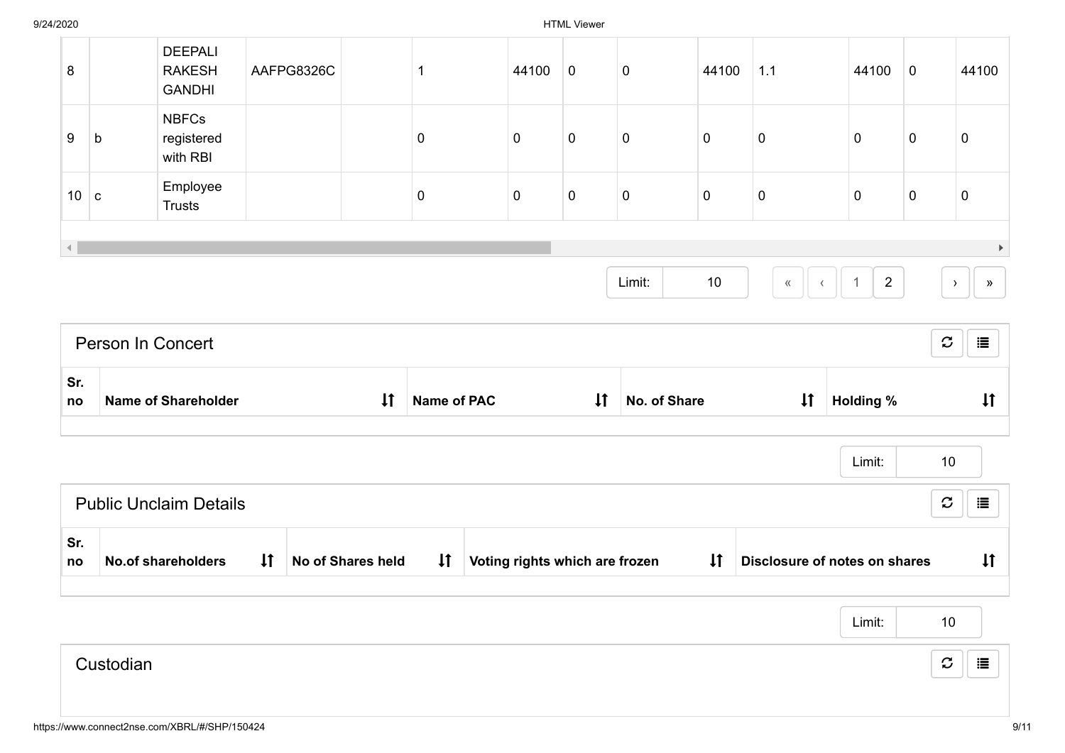| 8 | | DEEPALI RAKESH GANDHI | AAFPG8326C | | 1 | 44100 | 0 | 0 | 44100 | 1.1 | 44100 | 0 | 44100 |
|---|---|---|---|---|---|---|---|---|---|---|---|---|---|
| 9 | b | NBFCs registered with RBI | | | 0 | 0 | 0 | 0 | 0 | 0 | 0 | 0 | 0 |
| 10 | c | Employee Trusts | | | 0 | 0 | 0 | 0 | 0 | 0 | 0 | 0 | 0 |

Limit: 10

« ‹ 1 2 › »

## Person In Concert

| Sr. no | Name of Shareholder | Name of PAC | No. of Share | Holding % |
|---|---|---|---|---|
| | | | | |

Limit: 10

## Public Unclaim Details

| Sr. no | No.of shareholders | No of Shares held | Voting rights which are frozen | Disclosure of notes on shares |
|---|---|---|---|---|
| | | | | |

Limit: 10

## Custodian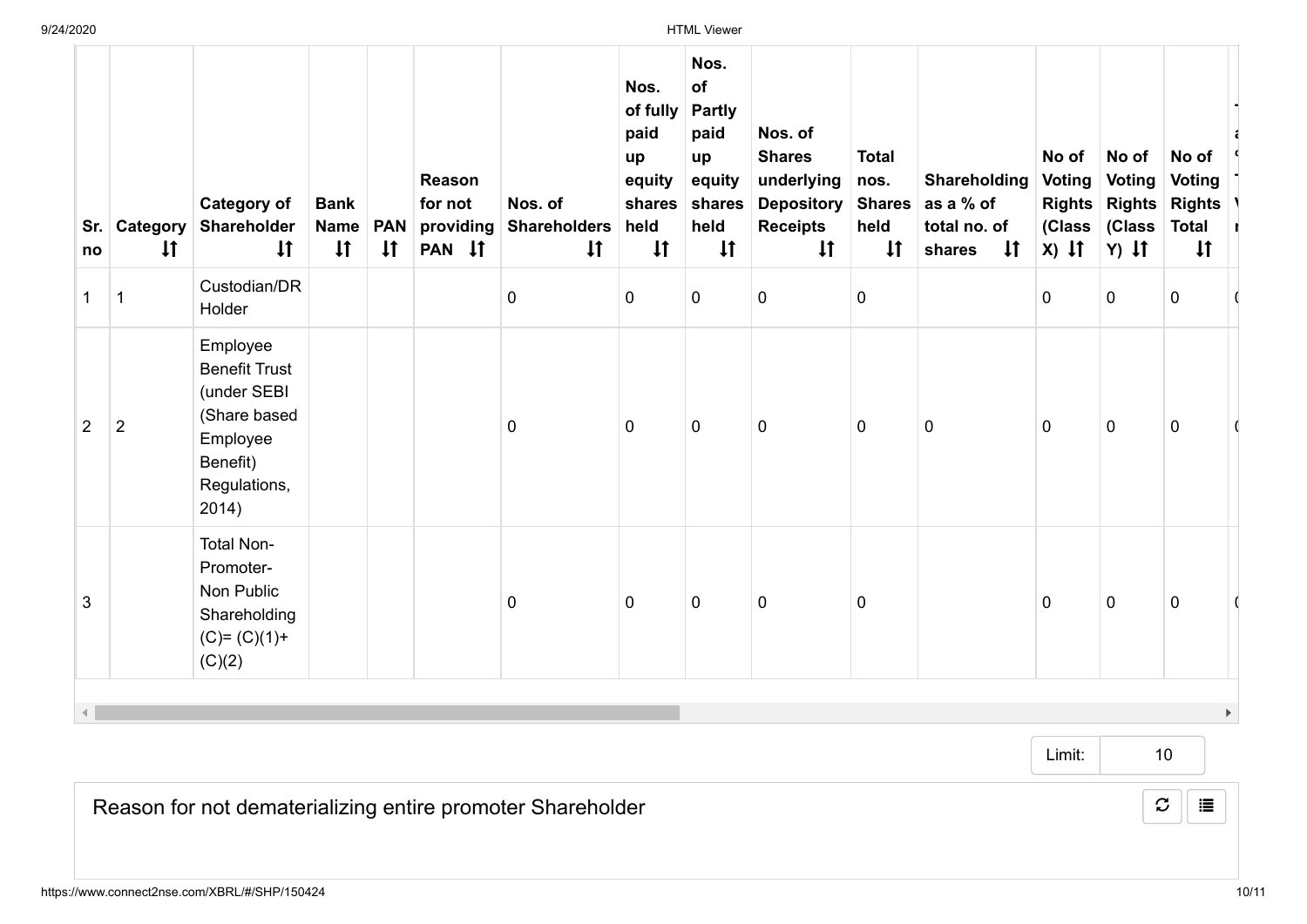| Sr. no | Category | Category of Shareholder | Bank Name | PAN | Reason for not providing PAN | Nos. of Shareholders | Nos. of fully paid up equity shares held | Nos. of Partly paid up equity shares held | Nos. of Shares underlying Depository Receipts | Total nos. Shares held | Shareholding as a % of total no. of shares | No of Voting Rights (Class X) | No of Voting Rights (Class Y) | No of Voting Rights Total |
|---|---|---|---|---|---|---|---|---|---|---|---|---|---|---|
| 1 | 1 | Custodian/DR Holder | | | | 0 | 0 | 0 | 0 | 0 | | 0 | 0 | 0 |
| 2 | 2 | Employee Benefit Trust (under SEBI (Share based Employee Benefit) Regulations, 2014) | | | | 0 | 0 | 0 | 0 | 0 | 0 | 0 | 0 | 0 |
| 3 | | Total Non-Promoter-Non Public Shareholding (C)= (C)(1)+(C)(2) | | | | 0 | 0 | 0 | 0 | 0 | | 0 | 0 | 0 |

Limit: 10

Reason for not dematerializing entire promoter Shareholder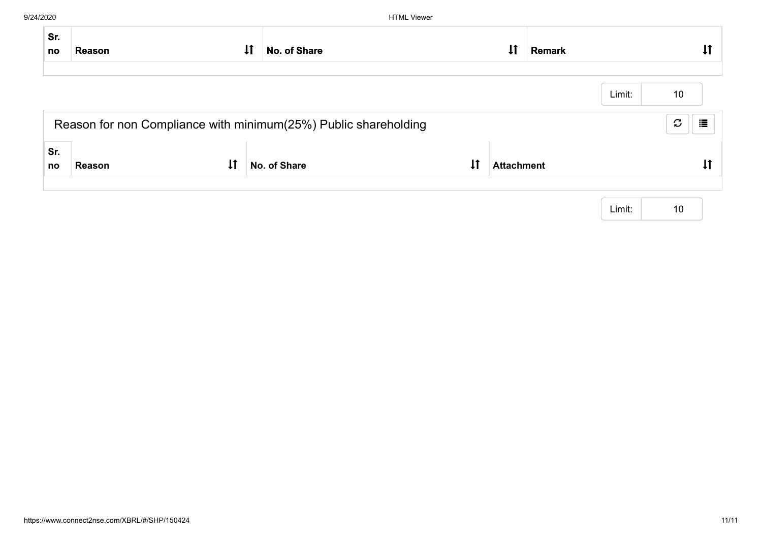| Sr. no | Reason | No. of Share | Remark |
|---|---|---|---|
| | | | |

Limit: 10

## Reason for non Compliance with minimum(25%) Public shareholding

| Sr. no | Reason | No. of Share | Attachment |
|---|---|---|---|
| | | | |

Limit: 10